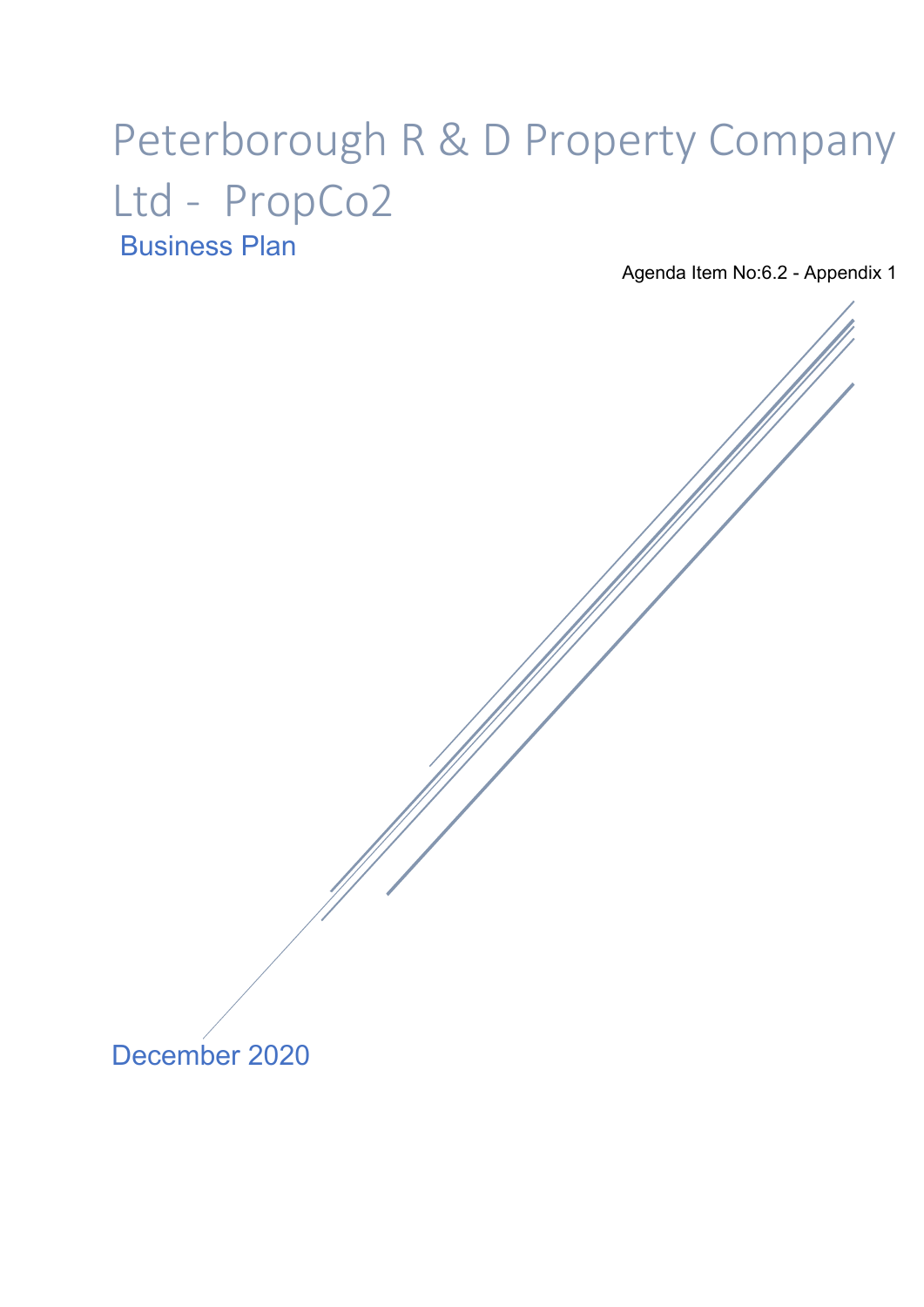# Peterborough R & D Property Company Ltd - PropCo2

## Business Plan

Agenda Item No:6.2 - Appendix 1

December 2020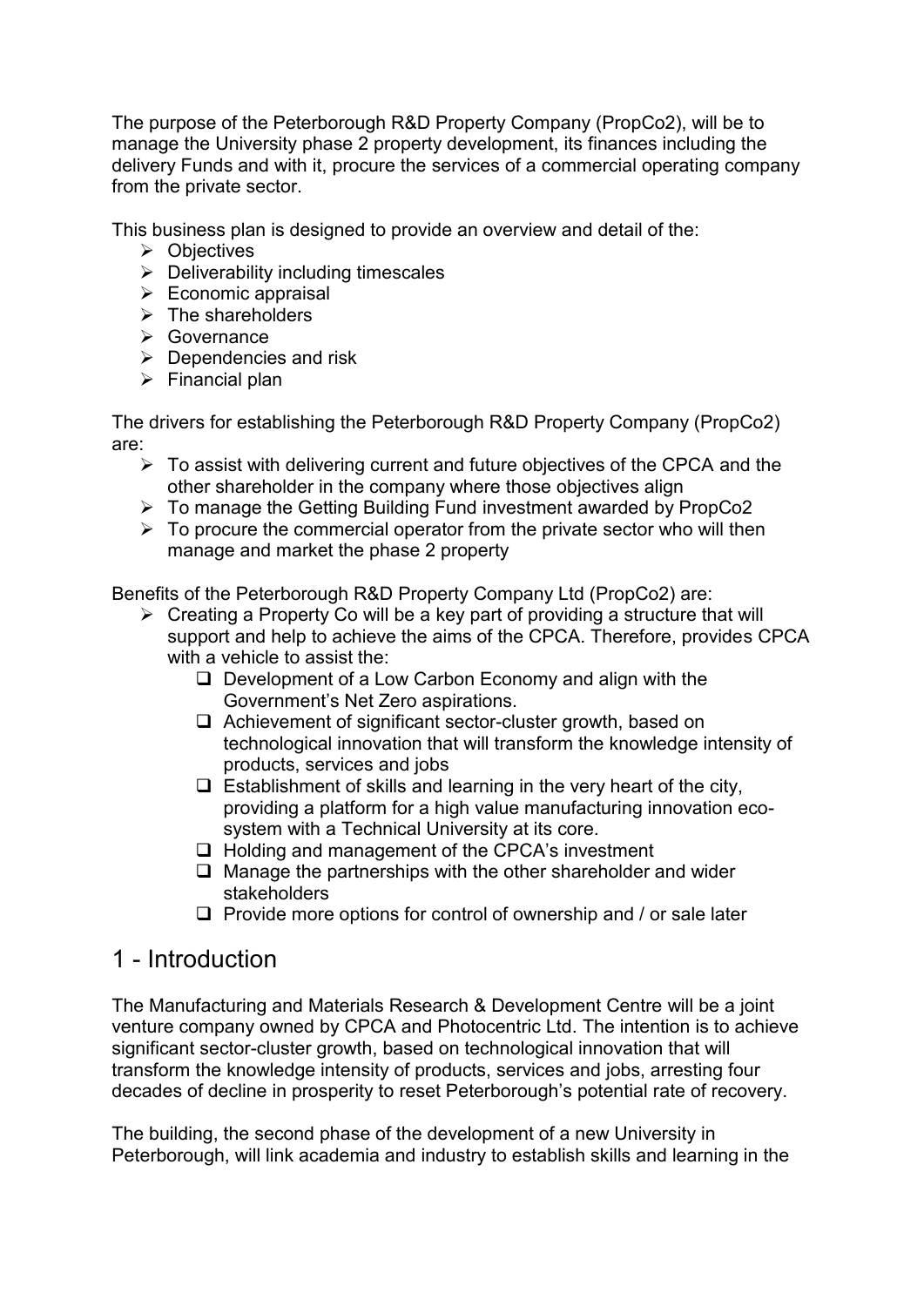The purpose of the Peterborough R&D Property Company (PropCo2), will be to manage the University phase 2 property development, its finances including the delivery Funds and with it, procure the services of a commercial operating company from the private sector.

This business plan is designed to provide an overview and detail of the:

- Objectives
- Deliverability including timescales
- Economic appraisal
- The shareholders
- Governance
- Dependencies and risk
- Financial plan

The drivers for establishing the Peterborough R&D Property Company (PropCo2) are:

- To assist with delivering current and future objectives of the CPCA and the other shareholder in the company where those objectives align
- To manage the Getting Building Fund investment awarded by PropCo2
- To procure the commercial operator from the private sector who will then manage and market the phase 2 property

Benefits of the Peterborough R&D Property Company Ltd (PropCo2) are:

- Creating a Property Co will be a key part of providing a structure that will support and help to achieve the aims of the CPCA. Therefore, provides CPCA with a vehicle to assist the:
  - Development of a Low Carbon Economy and align with the Government's Net Zero aspirations.
  - Achievement of significant sector-cluster growth, based on technological innovation that will transform the knowledge intensity of products, services and jobs
  - Establishment of skills and learning in the very heart of the city, providing a platform for a high value manufacturing innovation eco-system with a Technical University at its core.
  - Holding and management of the CPCA's investment
  - Manage the partnerships with the other shareholder and wider stakeholders
  - Provide more options for control of ownership and / or sale later

# 1 - Introduction

The Manufacturing and Materials Research & Development Centre will be a joint venture company owned by CPCA and Photocentric Ltd. The intention is to achieve significant sector-cluster growth, based on technological innovation that will transform the knowledge intensity of products, services and jobs, arresting four decades of decline in prosperity to reset Peterborough's potential rate of recovery.

The building, the second phase of the development of a new University in Peterborough, will link academia and industry to establish skills and learning in the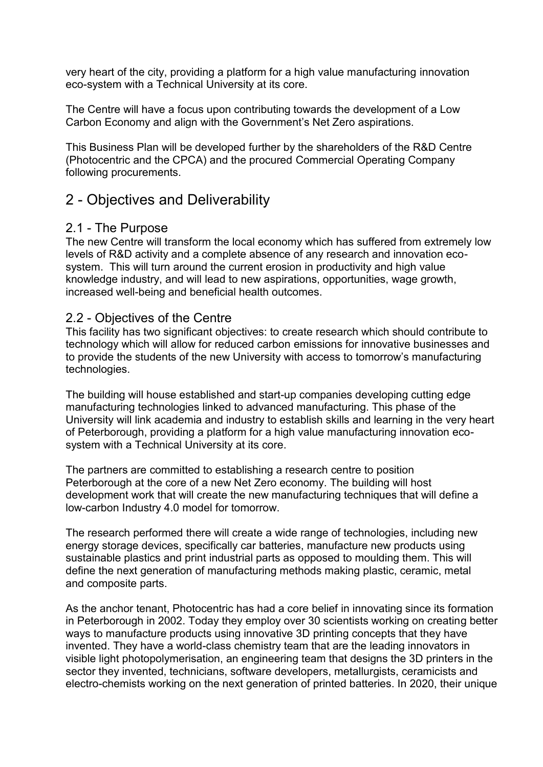very heart of the city, providing a platform for a high value manufacturing innovation eco-system with a Technical University at its core.

The Centre will have a focus upon contributing towards the development of a Low Carbon Economy and align with the Government's Net Zero aspirations.

This Business Plan will be developed further by the shareholders of the R&D Centre (Photocentric and the CPCA) and the procured Commercial Operating Company following procurements.

# 2 - Objectives and Deliverability

## 2.1 - The Purpose

The new Centre will transform the local economy which has suffered from extremely low levels of R&D activity and a complete absence of any research and innovation eco-system. This will turn around the current erosion in productivity and high value knowledge industry, and will lead to new aspirations, opportunities, wage growth, increased well-being and beneficial health outcomes.

## 2.2 - Objectives of the Centre

This facility has two significant objectives: to create research which should contribute to technology which will allow for reduced carbon emissions for innovative businesses and to provide the students of the new University with access to tomorrow's manufacturing technologies.

The building will house established and start-up companies developing cutting edge manufacturing technologies linked to advanced manufacturing. This phase of the University will link academia and industry to establish skills and learning in the very heart of Peterborough, providing a platform for a high value manufacturing innovation eco-system with a Technical University at its core.

The partners are committed to establishing a research centre to position Peterborough at the core of a new Net Zero economy. The building will host development work that will create the new manufacturing techniques that will define a low-carbon Industry 4.0 model for tomorrow.

The research performed there will create a wide range of technologies, including new energy storage devices, specifically car batteries, manufacture new products using sustainable plastics and print industrial parts as opposed to moulding them. This will define the next generation of manufacturing methods making plastic, ceramic, metal and composite parts.

As the anchor tenant, Photocentric has had a core belief in innovating since its formation in Peterborough in 2002. Today they employ over 30 scientists working on creating better ways to manufacture products using innovative 3D printing concepts that they have invented. They have a world-class chemistry team that are the leading innovators in visible light photopolymerisation, an engineering team that designs the 3D printers in the sector they invented, technicians, software developers, metallurgists, ceramicists and electro-chemists working on the next generation of printed batteries. In 2020, their unique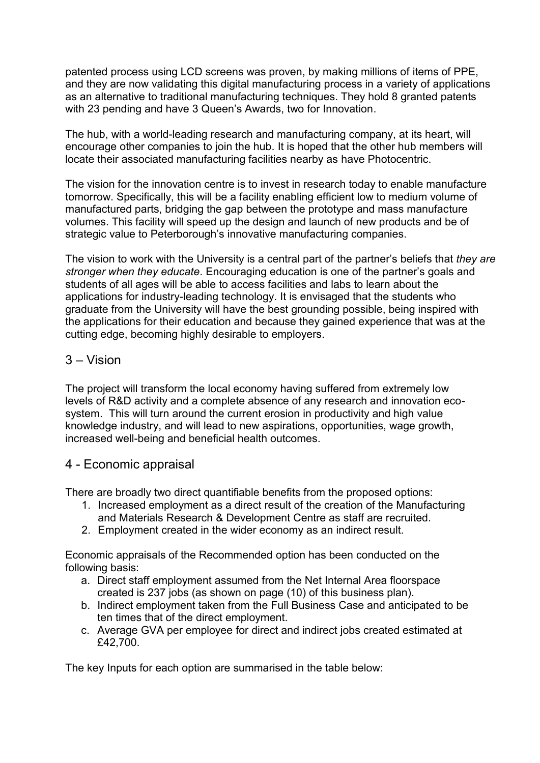patented process using LCD screens was proven, by making millions of items of PPE, and they are now validating this digital manufacturing process in a variety of applications as an alternative to traditional manufacturing techniques. They hold 8 granted patents with 23 pending and have 3 Queen's Awards, two for Innovation.

The hub, with a world-leading research and manufacturing company, at its heart, will encourage other companies to join the hub. It is hoped that the other hub members will locate their associated manufacturing facilities nearby as have Photocentric.

The vision for the innovation centre is to invest in research today to enable manufacture tomorrow. Specifically, this will be a facility enabling efficient low to medium volume of manufactured parts, bridging the gap between the prototype and mass manufacture volumes. This facility will speed up the design and launch of new products and be of strategic value to Peterborough's innovative manufacturing companies.

The vision to work with the University is a central part of the partner's beliefs that *they are stronger when they educate*. Encouraging education is one of the partner's goals and students of all ages will be able to access facilities and labs to learn about the applications for industry-leading technology. It is envisaged that the students who graduate from the University will have the best grounding possible, being inspired with the applications for their education and because they gained experience that was at the cutting edge, becoming highly desirable to employers.

## 3 – Vision

The project will transform the local economy having suffered from extremely low levels of R&D activity and a complete absence of any research and innovation eco-system. This will turn around the current erosion in productivity and high value knowledge industry, and will lead to new aspirations, opportunities, wage growth, increased well-being and beneficial health outcomes.

## 4 - Economic appraisal

There are broadly two direct quantifiable benefits from the proposed options:

1. Increased employment as a direct result of the creation of the Manufacturing and Materials Research & Development Centre as staff are recruited.
2. Employment created in the wider economy as an indirect result.

Economic appraisals of the Recommended option has been conducted on the following basis:

a. Direct staff employment assumed from the Net Internal Area floorspace created is 237 jobs (as shown on page (10) of this business plan).
b. Indirect employment taken from the Full Business Case and anticipated to be ten times that of the direct employment.
c. Average GVA per employee for direct and indirect jobs created estimated at £42,700.

The key Inputs for each option are summarised in the table below: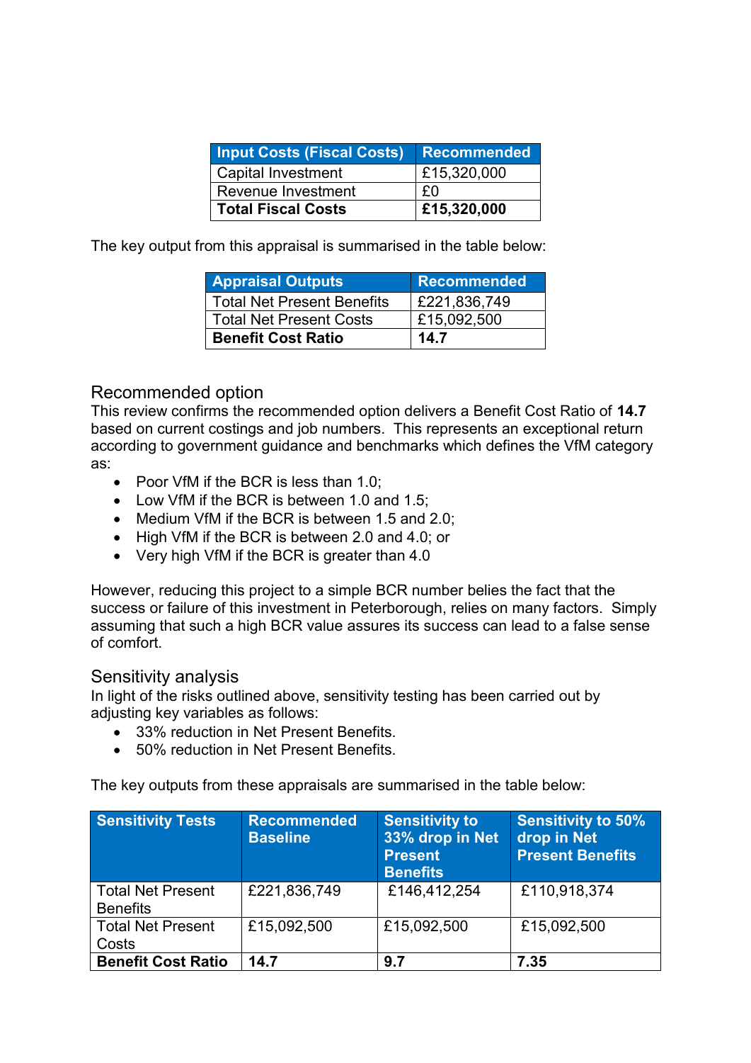| Input Costs (Fiscal Costs) | Recommended |
|---|---|
| Capital Investment | £15,320,000 |
| Revenue Investment | £0 |
| **Total Fiscal Costs** | **£15,320,000** |

The key output from this appraisal is summarised in the table below:

| Appraisal Outputs | Recommended |
|---|---|
| Total Net Present Benefits | £221,836,749 |
| Total Net Present Costs | £15,092,500 |
| **Benefit Cost Ratio** | **14.7** |

## Recommended option

This review confirms the recommended option delivers a Benefit Cost Ratio of **14.7** based on current costings and job numbers. This represents an exceptional return according to government guidance and benchmarks which defines the VfM category as:

- Poor VfM if the BCR is less than 1.0;
- Low VfM if the BCR is between 1.0 and 1.5;
- Medium VfM if the BCR is between 1.5 and 2.0;
- High VfM if the BCR is between 2.0 and 4.0; or
- Very high VfM if the BCR is greater than 4.0

However, reducing this project to a simple BCR number belies the fact that the success or failure of this investment in Peterborough, relies on many factors. Simply assuming that such a high BCR value assures its success can lead to a false sense of comfort.

## Sensitivity analysis

In light of the risks outlined above, sensitivity testing has been carried out by adjusting key variables as follows:

- 33% reduction in Net Present Benefits.
- 50% reduction in Net Present Benefits.

The key outputs from these appraisals are summarised in the table below:

| Sensitivity Tests | Recommended Baseline | Sensitivity to 33% drop in Net Present Benefits | Sensitivity to 50% drop in Net Present Benefits |
|---|---|---|---|
| Total Net Present Benefits | £221,836,749 | £146,412,254 | £110,918,374 |
| Total Net Present Costs | £15,092,500 | £15,092,500 | £15,092,500 |
| **Benefit Cost Ratio** | **14.7** | **9.7** | **7.35** |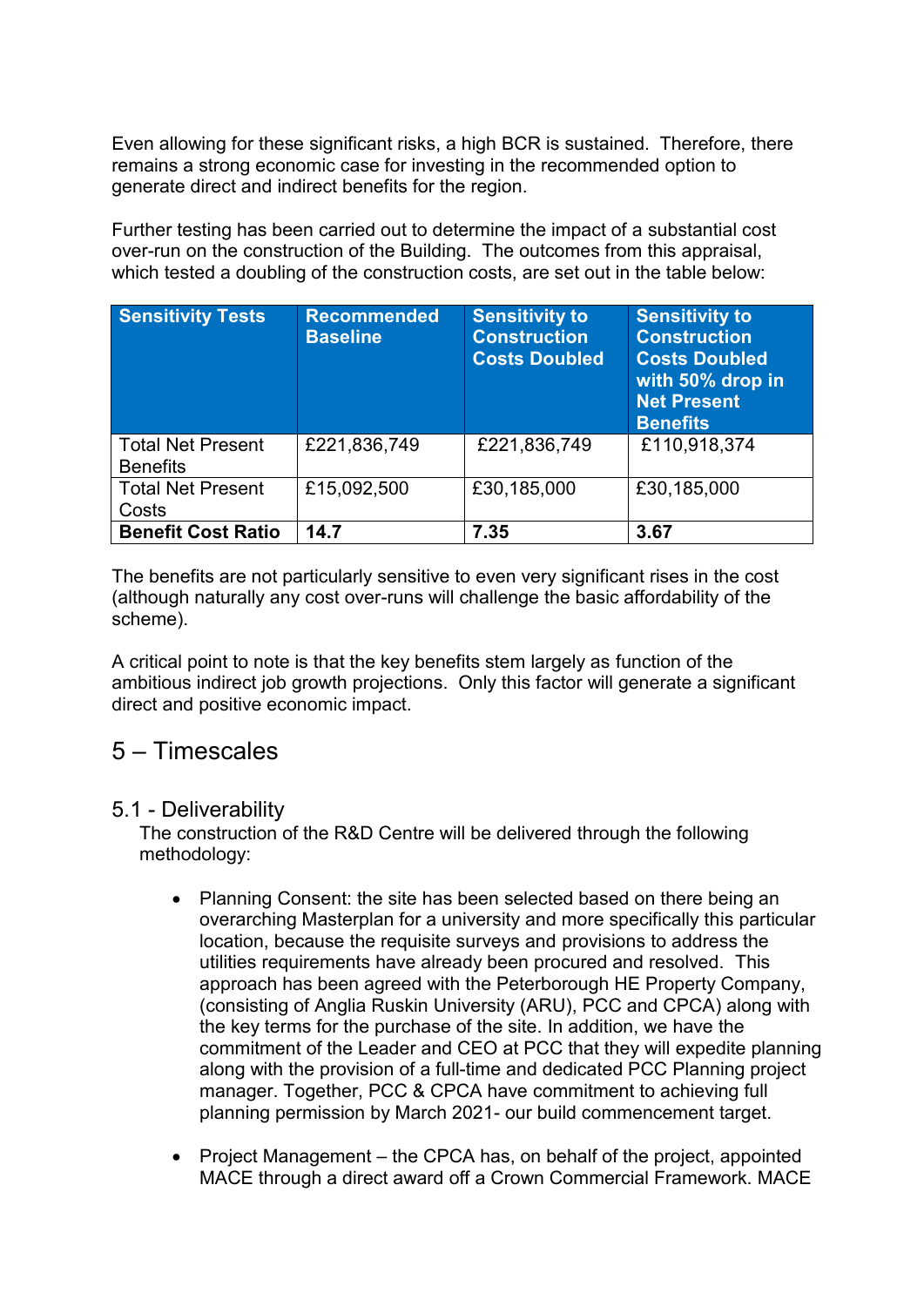Even allowing for these significant risks, a high BCR is sustained. Therefore, there remains a strong economic case for investing in the recommended option to generate direct and indirect benefits for the region.

Further testing has been carried out to determine the impact of a substantial cost over-run on the construction of the Building. The outcomes from this appraisal, which tested a doubling of the construction costs, are set out in the table below:

| Sensitivity Tests | Recommended Baseline | Sensitivity to Construction Costs Doubled | Sensitivity to Construction Costs Doubled with 50% drop in Net Present Benefits |
|---|---|---|---|
| Total Net Present Benefits | £221,836,749 | £221,836,749 | £110,918,374 |
| Total Net Present Costs | £15,092,500 | £30,185,000 | £30,185,000 |
| **Benefit Cost Ratio** | **14.7** | **7.35** | **3.67** |

The benefits are not particularly sensitive to even very significant rises in the cost (although naturally any cost over-runs will challenge the basic affordability of the scheme).

A critical point to note is that the key benefits stem largely as function of the ambitious indirect job growth projections. Only this factor will generate a significant direct and positive economic impact.

## 5 – Timescales

### 5.1 - Deliverability

The construction of the R&D Centre will be delivered through the following methodology:

- Planning Consent: the site has been selected based on there being an overarching Masterplan for a university and more specifically this particular location, because the requisite surveys and provisions to address the utilities requirements have already been procured and resolved. This approach has been agreed with the Peterborough HE Property Company, (consisting of Anglia Ruskin University (ARU), PCC and CPCA) along with the key terms for the purchase of the site. In addition, we have the commitment of the Leader and CEO at PCC that they will expedite planning along with the provision of a full-time and dedicated PCC Planning project manager. Together, PCC & CPCA have commitment to achieving full planning permission by March 2021- our build commencement target.

- Project Management – the CPCA has, on behalf of the project, appointed MACE through a direct award off a Crown Commercial Framework. MACE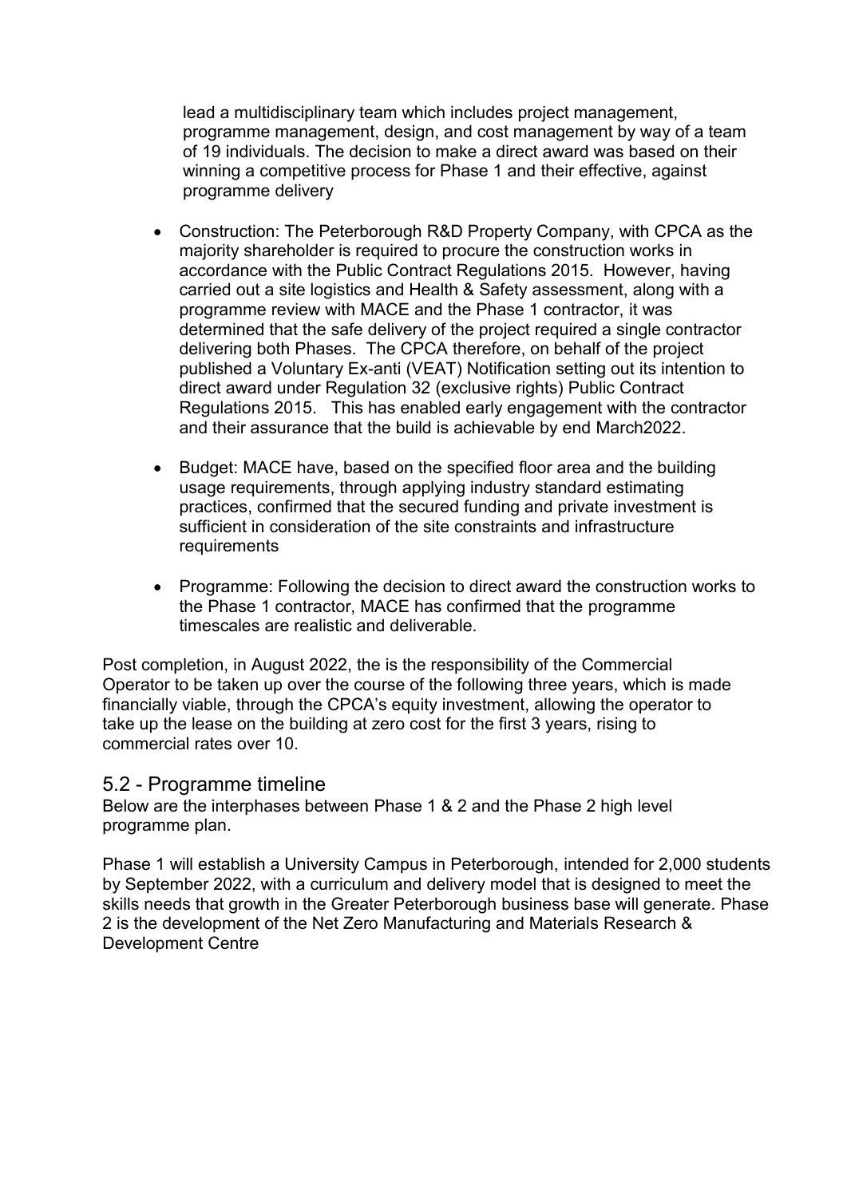lead a multidisciplinary team which includes project management, programme management, design, and cost management by way of a team of 19 individuals. The decision to make a direct award was based on their winning a competitive process for Phase 1 and their effective, against programme delivery

- Construction: The Peterborough R&D Property Company, with CPCA as the majority shareholder is required to procure the construction works in accordance with the Public Contract Regulations 2015. However, having carried out a site logistics and Health & Safety assessment, along with a programme review with MACE and the Phase 1 contractor, it was determined that the safe delivery of the project required a single contractor delivering both Phases. The CPCA therefore, on behalf of the project published a Voluntary Ex-anti (VEAT) Notification setting out its intention to direct award under Regulation 32 (exclusive rights) Public Contract Regulations 2015. This has enabled early engagement with the contractor and their assurance that the build is achievable by end March2022.

- Budget: MACE have, based on the specified floor area and the building usage requirements, through applying industry standard estimating practices, confirmed that the secured funding and private investment is sufficient in consideration of the site constraints and infrastructure requirements

- Programme: Following the decision to direct award the construction works to the Phase 1 contractor, MACE has confirmed that the programme timescales are realistic and deliverable.

Post completion, in August 2022, the is the responsibility of the Commercial Operator to be taken up over the course of the following three years, which is made financially viable, through the CPCA's equity investment, allowing the operator to take up the lease on the building at zero cost for the first 3 years, rising to commercial rates over 10.

## 5.2 - Programme timeline

Below are the interphases between Phase 1 & 2 and the Phase 2 high level programme plan.

Phase 1 will establish a University Campus in Peterborough, intended for 2,000 students by September 2022, with a curriculum and delivery model that is designed to meet the skills needs that growth in the Greater Peterborough business base will generate. Phase 2 is the development of the Net Zero Manufacturing and Materials Research & Development Centre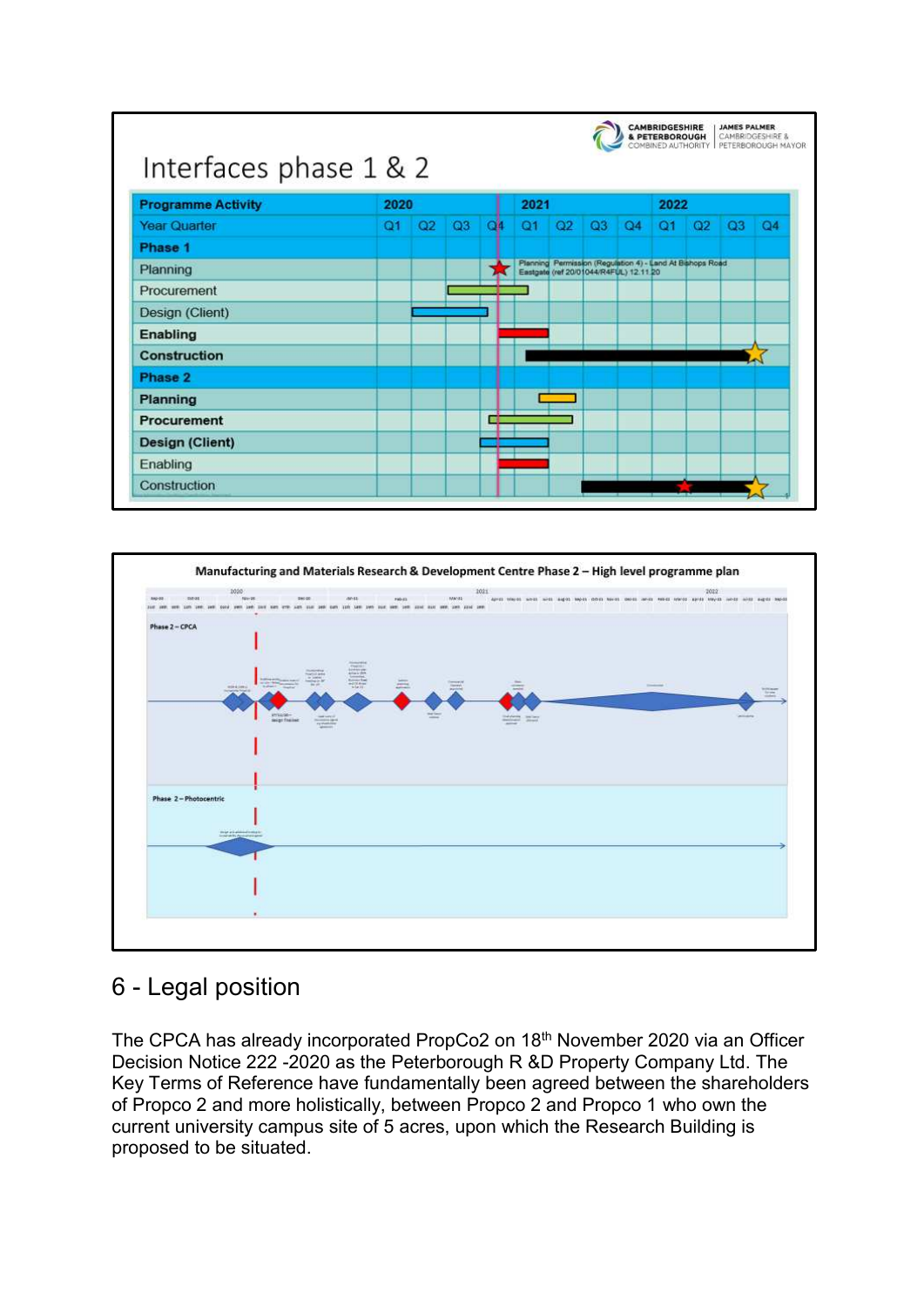## Interfaces phase 1 & 2

| Programme Activity | 2020 | | | | 2021 | | | | 2022 | | | |
|---|---|---|---|---|---|---|---|---|---|---|---|---|
| Year Quarter | Q1 | Q2 | Q3 | Q4 | Q1 | Q2 | Q3 | Q4 | Q1 | Q2 | Q3 | Q4 |
| **Phase 1** | | | | | | | | | | | | |
| Planning | | | | | Planning Permission (Regulation 4) - Land At Bishops Road Eastgate (ref 20/01044/R4FUL) 12.11.20 | | | | | | | |
| Procurement | | | | | | | | | | | | |
| Design (Client) | | | | | | | | | | | | |
| **Enabling** | | | | | | | | | | | | |
| **Construction** | | | | | | | | | | | | |
| **Phase 2** | | | | | | | | | | | | |
| **Planning** | | | | | | | | | | | | |
| **Procurement** | | | | | | | | | | | | |
| **Design (Client)** | | | | | | | | | | | | |
| Enabling | | | | | | | | | | | | |
| Construction | | | | | | | | | | | | |

**Manufacturing and Materials Research & Development Centre Phase 2 – High level programme plan**

Phase 2 – CPCA

Phase 2 – Photocentric

## 6 - Legal position

The CPCA has already incorporated PropCo2 on 18th November 2020 via an Officer Decision Notice 222 -2020 as the Peterborough R &D Property Company Ltd. The Key Terms of Reference have fundamentally been agreed between the shareholders of Propco 2 and more holistically, between Propco 2 and Propco 1 who own the current university campus site of 5 acres, upon which the Research Building is proposed to be situated.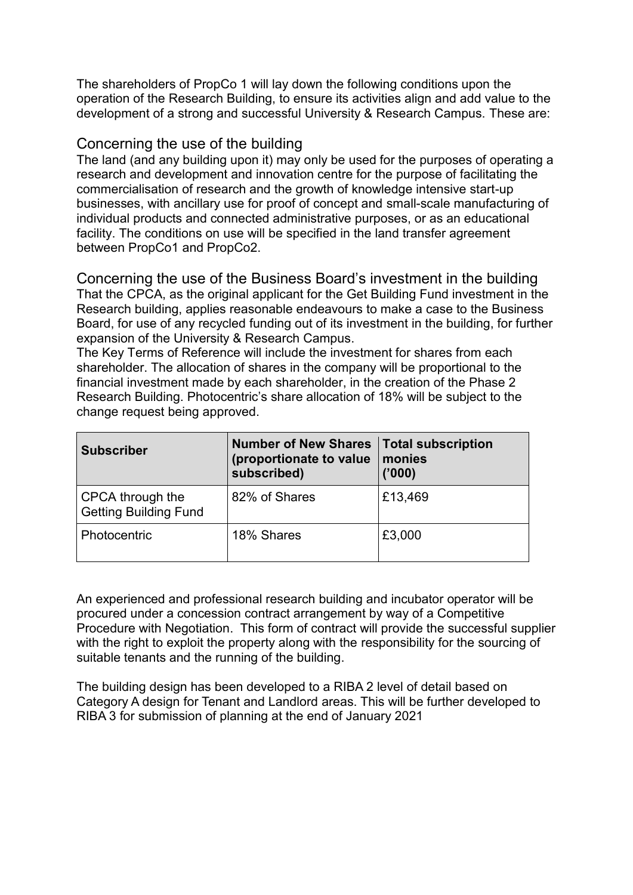The shareholders of PropCo 1 will lay down the following conditions upon the operation of the Research Building, to ensure its activities align and add value to the development of a strong and successful University & Research Campus. These are:

## Concerning the use of the building

The land (and any building upon it) may only be used for the purposes of operating a research and development and innovation centre for the purpose of facilitating the commercialisation of research and the growth of knowledge intensive start-up businesses, with ancillary use for proof of concept and small-scale manufacturing of individual products and connected administrative purposes, or as an educational facility. The conditions on use will be specified in the land transfer agreement between PropCo1 and PropCo2.

## Concerning the use of the Business Board's investment in the building

That the CPCA, as the original applicant for the Get Building Fund investment in the Research building, applies reasonable endeavours to make a case to the Business Board, for use of any recycled funding out of its investment in the building, for further expansion of the University & Research Campus.

The Key Terms of Reference will include the investment for shares from each shareholder. The allocation of shares in the company will be proportional to the financial investment made by each shareholder, in the creation of the Phase 2 Research Building. Photocentric's share allocation of 18% will be subject to the change request being approved.

| Subscriber | Number of New Shares (proportionate to value subscribed) | Total subscription monies ('000) |
|---|---|---|
| CPCA through the Getting Building Fund | 82% of Shares | £13,469 |
| Photocentric | 18% Shares | £3,000 |

An experienced and professional research building and incubator operator will be procured under a concession contract arrangement by way of a Competitive Procedure with Negotiation. This form of contract will provide the successful supplier with the right to exploit the property along with the responsibility for the sourcing of suitable tenants and the running of the building.

The building design has been developed to a RIBA 2 level of detail based on Category A design for Tenant and Landlord areas. This will be further developed to RIBA 3 for submission of planning at the end of January 2021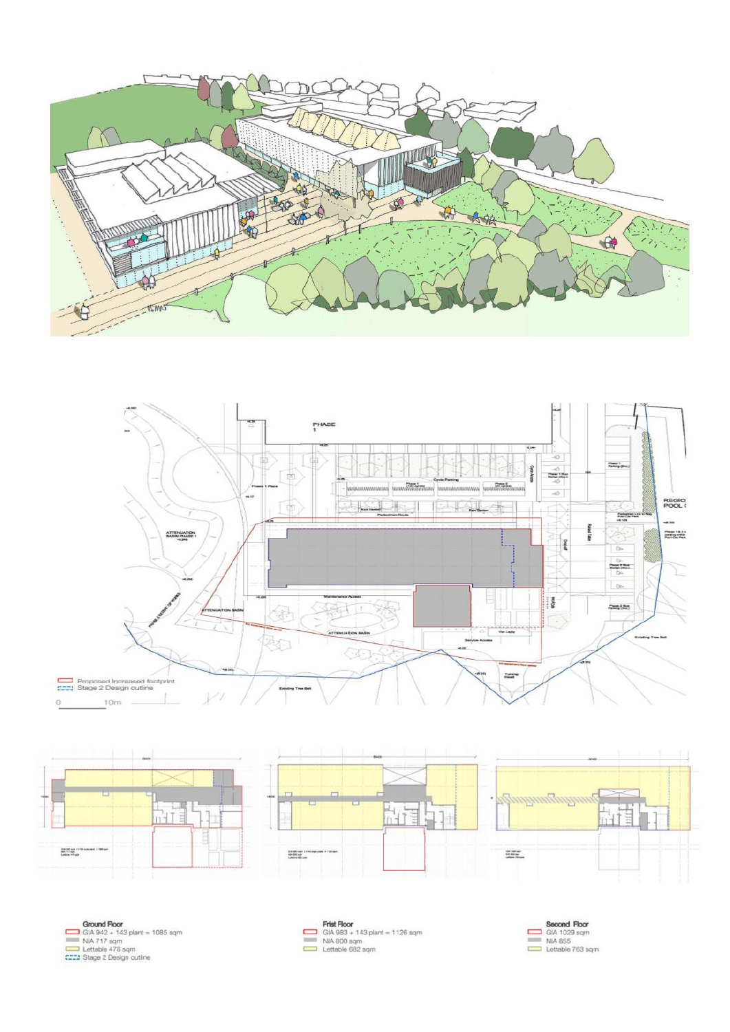Proposed Increased footprint

Stage 2 Design outline

0 10m

**Ground Floor**

- GIA 942 + 143 plant = 1085 sqm
- NIA 717 sqm
- Lettable 478 sqm
- Stage 2 Design outline

**Frist Floor**

- GIA 983 + 143 plant = 1126 sqm
- NIA 800 sqm
- Lettable 682 sqm

**Second Floor**

- GIA 1029 sqm
- NIA 855
- Lettable 763 sqm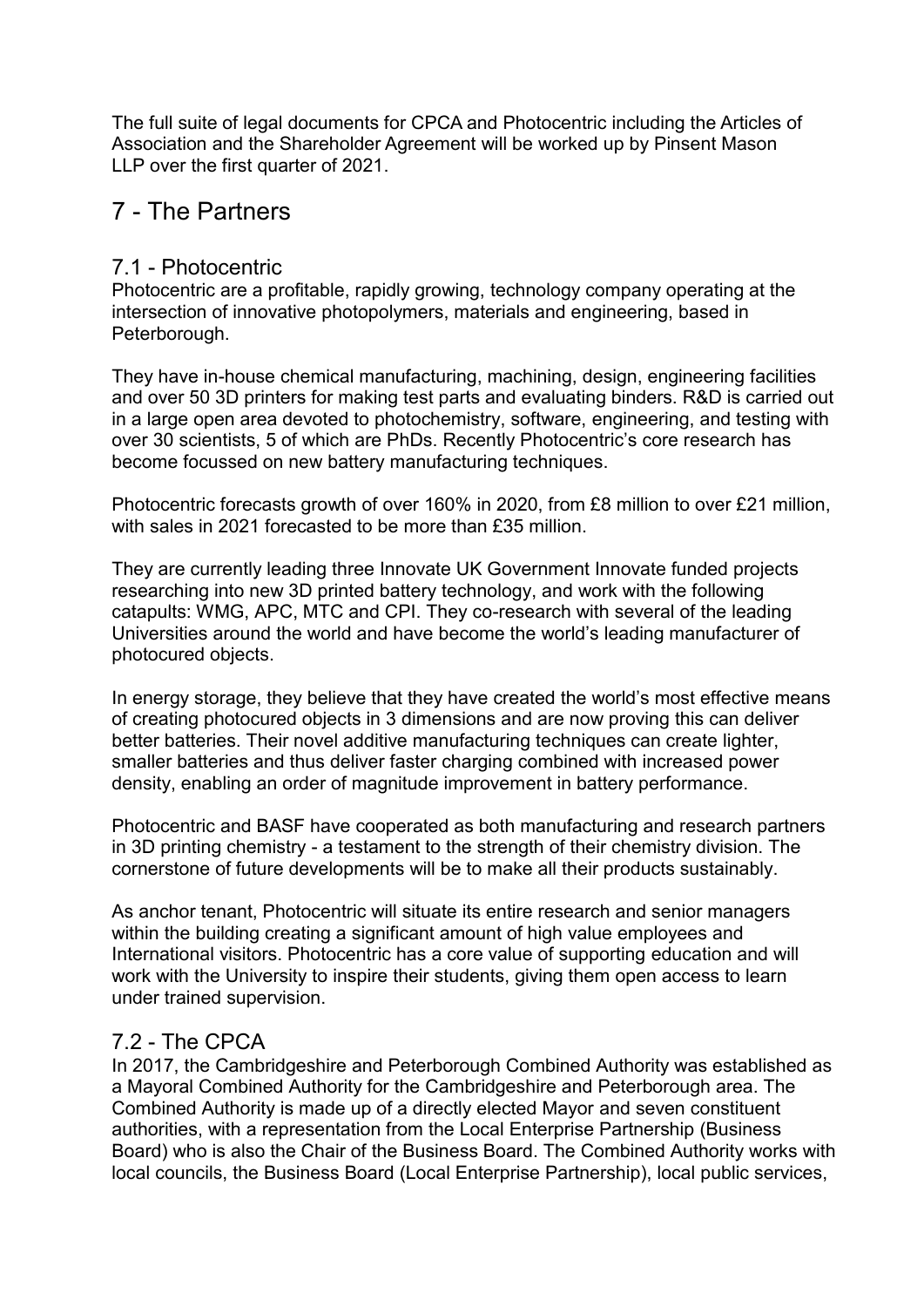The full suite of legal documents for CPCA and Photocentric including the Articles of Association and the Shareholder Agreement will be worked up by Pinsent Mason LLP over the first quarter of 2021.

# 7 - The Partners

## 7.1 - Photocentric

Photocentric are a profitable, rapidly growing, technology company operating at the intersection of innovative photopolymers, materials and engineering, based in Peterborough.

They have in-house chemical manufacturing, machining, design, engineering facilities and over 50 3D printers for making test parts and evaluating binders. R&D is carried out in a large open area devoted to photochemistry, software, engineering, and testing with over 30 scientists, 5 of which are PhDs. Recently Photocentric's core research has become focussed on new battery manufacturing techniques.

Photocentric forecasts growth of over 160% in 2020, from £8 million to over £21 million, with sales in 2021 forecasted to be more than £35 million.

They are currently leading three Innovate UK Government Innovate funded projects researching into new 3D printed battery technology, and work with the following catapults: WMG, APC, MTC and CPI. They co-research with several of the leading Universities around the world and have become the world's leading manufacturer of photocured objects.

In energy storage, they believe that they have created the world's most effective means of creating photocured objects in 3 dimensions and are now proving this can deliver better batteries. Their novel additive manufacturing techniques can create lighter, smaller batteries and thus deliver faster charging combined with increased power density, enabling an order of magnitude improvement in battery performance.

Photocentric and BASF have cooperated as both manufacturing and research partners in 3D printing chemistry - a testament to the strength of their chemistry division. The cornerstone of future developments will be to make all their products sustainably.

As anchor tenant, Photocentric will situate its entire research and senior managers within the building creating a significant amount of high value employees and International visitors. Photocentric has a core value of supporting education and will work with the University to inspire their students, giving them open access to learn under trained supervision.

## 7.2 - The CPCA

In 2017, the Cambridgeshire and Peterborough Combined Authority was established as a Mayoral Combined Authority for the Cambridgeshire and Peterborough area. The Combined Authority is made up of a directly elected Mayor and seven constituent authorities, with a representation from the Local Enterprise Partnership (Business Board) who is also the Chair of the Business Board. The Combined Authority works with local councils, the Business Board (Local Enterprise Partnership), local public services,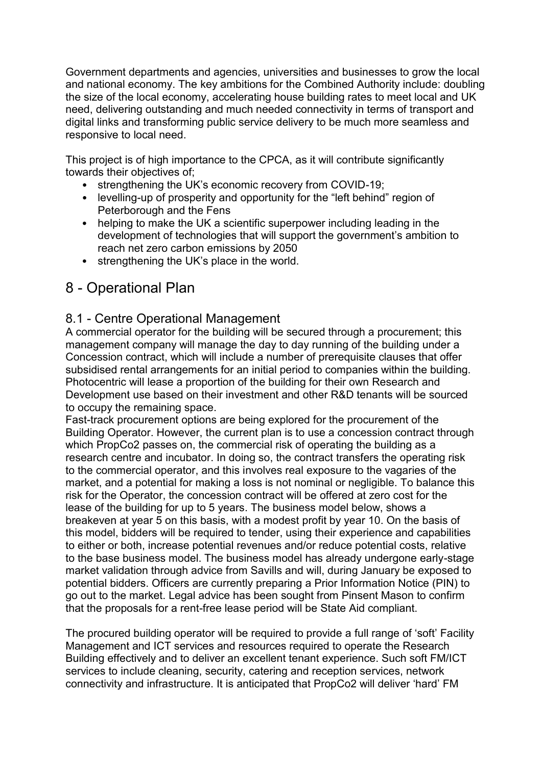Government departments and agencies, universities and businesses to grow the local and national economy. The key ambitions for the Combined Authority include: doubling the size of the local economy, accelerating house building rates to meet local and UK need, delivering outstanding and much needed connectivity in terms of transport and digital links and transforming public service delivery to be much more seamless and responsive to local need.

This project is of high importance to the CPCA, as it will contribute significantly towards their objectives of;

- strengthening the UK's economic recovery from COVID-19;
- levelling-up of prosperity and opportunity for the "left behind" region of Peterborough and the Fens
- helping to make the UK a scientific superpower including leading in the development of technologies that will support the government's ambition to reach net zero carbon emissions by 2050
- strengthening the UK's place in the world.

# 8 - Operational Plan

## 8.1 - Centre Operational Management

A commercial operator for the building will be secured through a procurement; this management company will manage the day to day running of the building under a Concession contract, which will include a number of prerequisite clauses that offer subsidised rental arrangements for an initial period to companies within the building. Photocentric will lease a proportion of the building for their own Research and Development use based on their investment and other R&D tenants will be sourced to occupy the remaining space.

Fast-track procurement options are being explored for the procurement of the Building Operator. However, the current plan is to use a concession contract through which PropCo2 passes on, the commercial risk of operating the building as a research centre and incubator. In doing so, the contract transfers the operating risk to the commercial operator, and this involves real exposure to the vagaries of the market, and a potential for making a loss is not nominal or negligible. To balance this risk for the Operator, the concession contract will be offered at zero cost for the lease of the building for up to 5 years. The business model below, shows a breakeven at year 5 on this basis, with a modest profit by year 10. On the basis of this model, bidders will be required to tender, using their experience and capabilities to either or both, increase potential revenues and/or reduce potential costs, relative to the base business model. The business model has already undergone early-stage market validation through advice from Savills and will, during January be exposed to potential bidders. Officers are currently preparing a Prior Information Notice (PIN) to go out to the market. Legal advice has been sought from Pinsent Mason to confirm that the proposals for a rent-free lease period will be State Aid compliant.

The procured building operator will be required to provide a full range of 'soft' Facility Management and ICT services and resources required to operate the Research Building effectively and to deliver an excellent tenant experience. Such soft FM/ICT services to include cleaning, security, catering and reception services, network connectivity and infrastructure. It is anticipated that PropCo2 will deliver 'hard' FM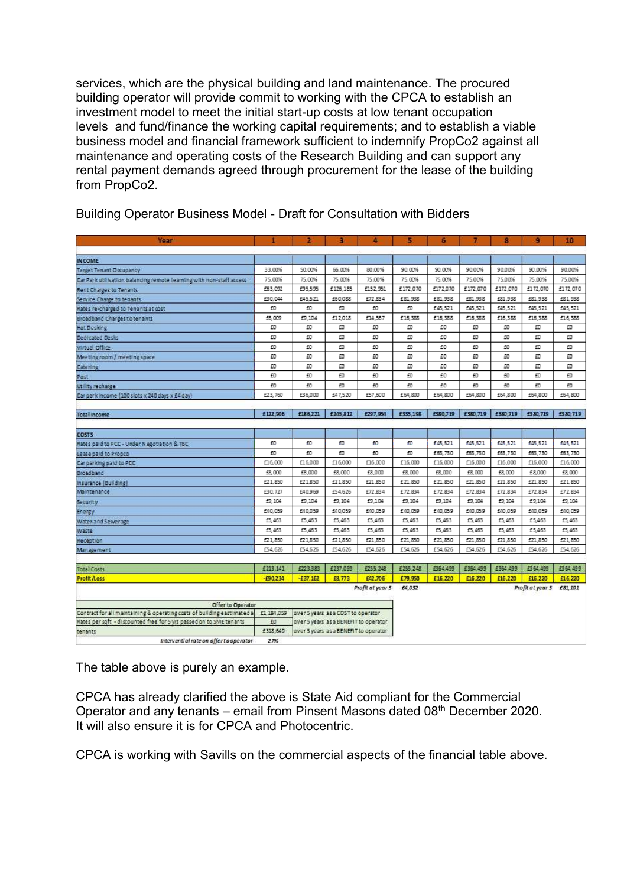services, which are the physical building and land maintenance. The procured building operator will provide commit to working with the CPCA to establish an investment model to meet the initial start-up costs at low tenant occupation levels and fund/finance the working capital requirements; and to establish a viable business model and financial framework sufficient to indemnify PropCo2 against all maintenance and operating costs of the Research Building and can support any rental payment demands agreed through procurement for the lease of the building from PropCo2.

Building Operator Business Model - Draft for Consultation with Bidders

| Year | 1 | 2 | 3 | 4 | 5 | 6 | 7 | 8 | 9 | 10 |
|---|---|---|---|---|---|---|---|---|---|---|
| **INCOME** | | | | | | | | | | |
| Target Tenant Occupancy | 33.00% | 50.00% | 66.00% | 80.00% | 90.00% | 90.00% | 90.00% | 90.00% | 90.00% | 90.00% |
| Car Park utilisation balancing remote learning with non-staff access | 75.00% | 75.00% | 75.00% | 75.00% | 75.00% | 75.00% | 75.00% | 75.00% | 75.00% | 75.00% |
| Rent Charges to Tenants | £63,092 | £95,595 | £126,185 | £152,951 | £172,070 | £172,070 | £172,070 | £172,070 | £172,070 | £172,070 |
| Service Charge to tenants | £30,044 | £45,521 | £60,088 | £72,834 | £81,938 | £81,938 | £81,938 | £81,938 | £81,938 | £81,938 |
| Rates re-charged to Tenants at cost | £0 | £0 | £0 | £0 | £0 | £45,521 | £45,521 | £45,521 | £45,521 | £45,521 |
| Broadband Charges to tenants | £6,009 | £9,104 | £12,018 | £14,567 | £16,388 | £16,388 | £16,388 | £16,388 | £16,388 | £16,388 |
| Hot Desking | £0 | £0 | £0 | £0 | £0 | £0 | £0 | £0 | £0 | £0 |
| Dedicated Desks | £0 | £0 | £0 | £0 | £0 | £0 | £0 | £0 | £0 | £0 |
| Virtual Office | £0 | £0 | £0 | £0 | £0 | £0 | £0 | £0 | £0 | £0 |
| Meeting room / meeting space | £0 | £0 | £0 | £0 | £0 | £0 | £0 | £0 | £0 | £0 |
| Catering | £0 | £0 | £0 | £0 | £0 | £0 | £0 | £0 | £0 | £0 |
| Post | £0 | £0 | £0 | £0 | £0 | £0 | £0 | £0 | £0 | £0 |
| Utility recharge | £0 | £0 | £0 | £0 | £0 | £0 | £0 | £0 | £0 | £0 |
| Car park income (100 slots x 240 days x £4 day) | £23,760 | £36,000 | £47,520 | £57,600 | £64,800 | £64,800 | £64,800 | £64,800 | £64,800 | £64,800 |
| **Total Income** | £122,906 | £186,221 | £245,812 | £297,954 | £335,198 | £380,719 | £380,719 | £380,719 | £380,719 | £380,719 |
| **COSTS** | | | | | | | | | | |
| Rates paid to PCC - Under Negotiation & TBC | £0 | £0 | £0 | £0 | £0 | £45,521 | £45,521 | £45,521 | £45,521 | £45,521 |
| Lease paid to Propco | £0 | £0 | £0 | £0 | £0 | £63,730 | £63,730 | £63,730 | £63,730 | £63,730 |
| Car parking paid to PCC | £16,000 | £16,000 | £16,000 | £16,000 | £16,000 | £16,000 | £16,000 | £16,000 | £16,000 | £16,000 |
| Broadband | £8,000 | £8,000 | £8,000 | £8,000 | £8,000 | £8,000 | £8,000 | £8,000 | £8,000 | £8,000 |
| Insurance (Building) | £21,850 | £21,850 | £21,850 | £21,850 | £21,850 | £21,850 | £21,850 | £21,850 | £21,850 | £21,850 |
| Maintenance | £30,727 | £40,969 | £54,626 | £72,834 | £72,834 | £72,834 | £72,834 | £72,834 | £72,834 | £72,834 |
| Security | £9,104 | £9,104 | £9,104 | £9,104 | £9,104 | £9,104 | £9,104 | £9,104 | £9,104 | £9,104 |
| Energy | £40,059 | £40,059 | £40,059 | £40,059 | £40,059 | £40,059 | £40,059 | £40,059 | £40,059 | £40,059 |
| Water and Sewerage | £5,463 | £5,463 | £5,463 | £5,463 | £5,463 | £5,463 | £5,463 | £5,463 | £5,463 | £5,463 |
| Waste | £5,463 | £5,463 | £5,463 | £5,463 | £5,463 | £5,463 | £5,463 | £5,463 | £5,463 | £5,463 |
| Reception | £21,850 | £21,850 | £21,850 | £21,850 | £21,850 | £21,850 | £21,850 | £21,850 | £21,850 | £21,850 |
| Management | £54,626 | £54,626 | £54,626 | £54,626 | £54,626 | £54,626 | £54,626 | £54,626 | £54,626 | £54,626 |
| **Total Costs** | £213,141 | £223,383 | £237,039 | £255,248 | £255,248 | £364,499 | £364,499 | £364,499 | £364,499 | £364,499 |
| **Profit/Loss** | -£90,234 | -£37,162 | £8,773 | £42,706 | £79,950 | £16,220 | £16,220 | £16,220 | £16,220 | £16,220 |
| | | | | *Profit at year 5* | £4,032 | | | | *Profit at year 5* | £81,101 |

| Offer to Operator | | |
|---|---|---|
| Contract for all maintaining & operating costs of building estimated a | £1,184,059 | over 5 years as a COST to operator |
| Rates per sqft - discounted free for 5 yrs passed on to SME tenants | £0 | over 5 years as a BENEFIT to operator |
| tenants | £318,649 | over 5 years as a BENEFIT to operator |
| *Interventional rate on offer to operator* | 27% | |

The table above is purely an example.

CPCA has already clarified the above is State Aid compliant for the Commercial Operator and any tenants – email from Pinsent Masons dated 08th December 2020. It will also ensure it is for CPCA and Photocentric.

CPCA is working with Savills on the commercial aspects of the financial table above.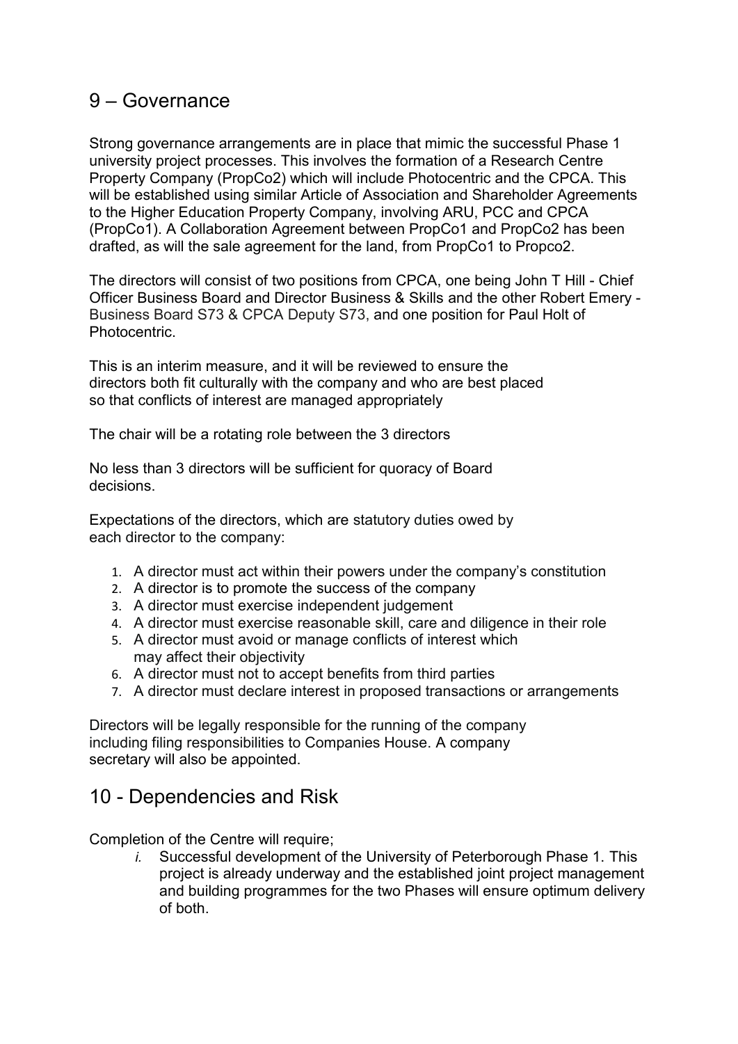# 9 – Governance

Strong governance arrangements are in place that mimic the successful Phase 1 university project processes. This involves the formation of a Research Centre Property Company (PropCo2) which will include Photocentric and the CPCA. This will be established using similar Article of Association and Shareholder Agreements to the Higher Education Property Company, involving ARU, PCC and CPCA (PropCo1). A Collaboration Agreement between PropCo1 and PropCo2 has been drafted, as will the sale agreement for the land, from PropCo1 to Propco2.

The directors will consist of two positions from CPCA, one being John T Hill - Chief Officer Business Board and Director Business & Skills and the other Robert Emery - Business Board S73 & CPCA Deputy S73, and one position for Paul Holt of Photocentric.

This is an interim measure, and it will be reviewed to ensure the directors both fit culturally with the company and who are best placed so that conflicts of interest are managed appropriately

The chair will be a rotating role between the 3 directors

No less than 3 directors will be sufficient for quoracy of Board decisions.

Expectations of the directors, which are statutory duties owed by each director to the company:

1. A director must act within their powers under the company's constitution
2. A director is to promote the success of the company
3. A director must exercise independent judgement
4. A director must exercise reasonable skill, care and diligence in their role
5. A director must avoid or manage conflicts of interest which may affect their objectivity
6. A director must not to accept benefits from third parties
7. A director must declare interest in proposed transactions or arrangements

Directors will be legally responsible for the running of the company including filing responsibilities to Companies House. A company secretary will also be appointed.

# 10 - Dependencies and Risk

Completion of the Centre will require;

*i.* Successful development of the University of Peterborough Phase 1. This project is already underway and the established joint project management and building programmes for the two Phases will ensure optimum delivery of both.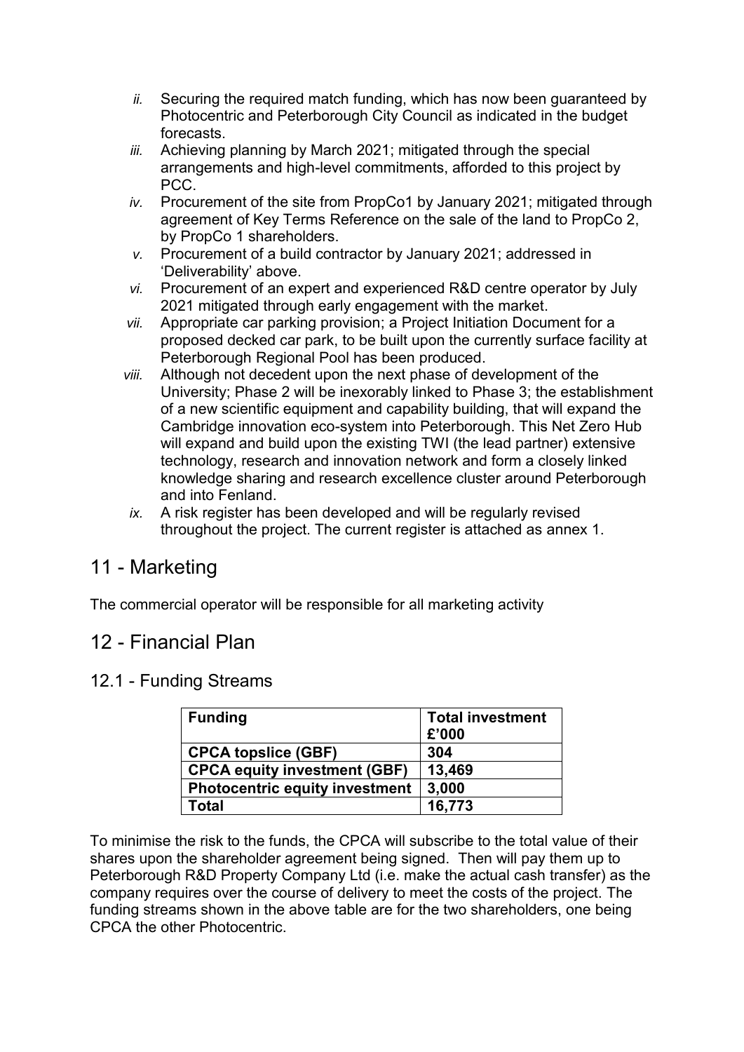ii. Securing the required match funding, which has now been guaranteed by Photocentric and Peterborough City Council as indicated in the budget forecasts.

iii. Achieving planning by March 2021; mitigated through the special arrangements and high-level commitments, afforded to this project by PCC.

iv. Procurement of the site from PropCo1 by January 2021; mitigated through agreement of Key Terms Reference on the sale of the land to PropCo 2, by PropCo 1 shareholders.

v. Procurement of a build contractor by January 2021; addressed in 'Deliverability' above.

vi. Procurement of an expert and experienced R&D centre operator by July 2021 mitigated through early engagement with the market.

vii. Appropriate car parking provision; a Project Initiation Document for a proposed decked car park, to be built upon the currently surface facility at Peterborough Regional Pool has been produced.

viii. Although not decedent upon the next phase of development of the University; Phase 2 will be inexorably linked to Phase 3; the establishment of a new scientific equipment and capability building, that will expand the Cambridge innovation eco-system into Peterborough. This Net Zero Hub will expand and build upon the existing TWI (the lead partner) extensive technology, research and innovation network and form a closely linked knowledge sharing and research excellence cluster around Peterborough and into Fenland.

ix. A risk register has been developed and will be regularly revised throughout the project. The current register is attached as annex 1.

# 11 - Marketing

The commercial operator will be responsible for all marketing activity

# 12 - Financial Plan

## 12.1 - Funding Streams

| Funding | Total investment £'000 |
|---|---|
| **CPCA topslice (GBF)** | **304** |
| **CPCA equity investment (GBF)** | **13,469** |
| **Photocentric equity investment** | **3,000** |
| **Total** | **16,773** |

To minimise the risk to the funds, the CPCA will subscribe to the total value of their shares upon the shareholder agreement being signed. Then will pay them up to Peterborough R&D Property Company Ltd (i.e. make the actual cash transfer) as the company requires over the course of delivery to meet the costs of the project. The funding streams shown in the above table are for the two shareholders, one being CPCA the other Photocentric.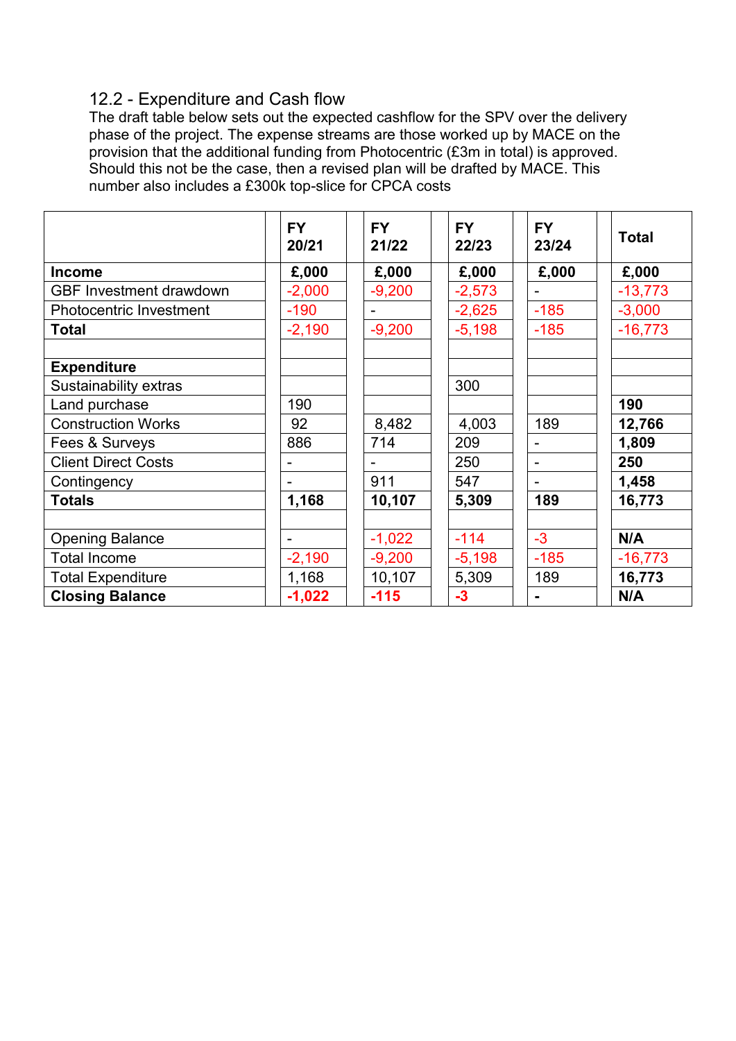## 12.2 - Expenditure and Cash flow

The draft table below sets out the expected cashflow for the SPV over the delivery phase of the project. The expense streams are those worked up by MACE on the provision that the additional funding from Photocentric (£3m in total) is approved. Should this not be the case, then a revised plan will be drafted by MACE. This number also includes a £300k top-slice for CPCA costs

| | FY 20/21 | FY 21/22 | FY 22/23 | FY 23/24 | Total |
|---|---|---|---|---|---|
| **Income** | **£,000** | **£,000** | **£,000** | **£,000** | **£,000** |
| GBF Investment drawdown | -2,000 | -9,200 | -2,573 | - | -13,773 |
| Photocentric Investment | -190 | - | -2,625 | -185 | -3,000 |
| **Total** | -2,190 | -9,200 | -5,198 | -185 | -16,773 |
| | | | | | |
| **Expenditure** | | | | | |
| Sustainability extras | | | 300 | | |
| Land purchase | 190 | | | | **190** |
| Construction Works | 92 | 8,482 | 4,003 | 189 | **12,766** |
| Fees & Surveys | 886 | 714 | 209 | - | **1,809** |
| Client Direct Costs | - | - | 250 | - | **250** |
| Contingency | - | 911 | 547 | - | **1,458** |
| **Totals** | **1,168** | **10,107** | **5,309** | **189** | **16,773** |
| | | | | | |
| Opening Balance | - | -1,022 | -114 | -3 | **N/A** |
| Total Income | -2,190 | -9,200 | -5,198 | -185 | -16,773 |
| Total Expenditure | 1,168 | 10,107 | 5,309 | 189 | **16,773** |
| **Closing Balance** | **-1,022** | **-115** | **-3** | **-** | **N/A** |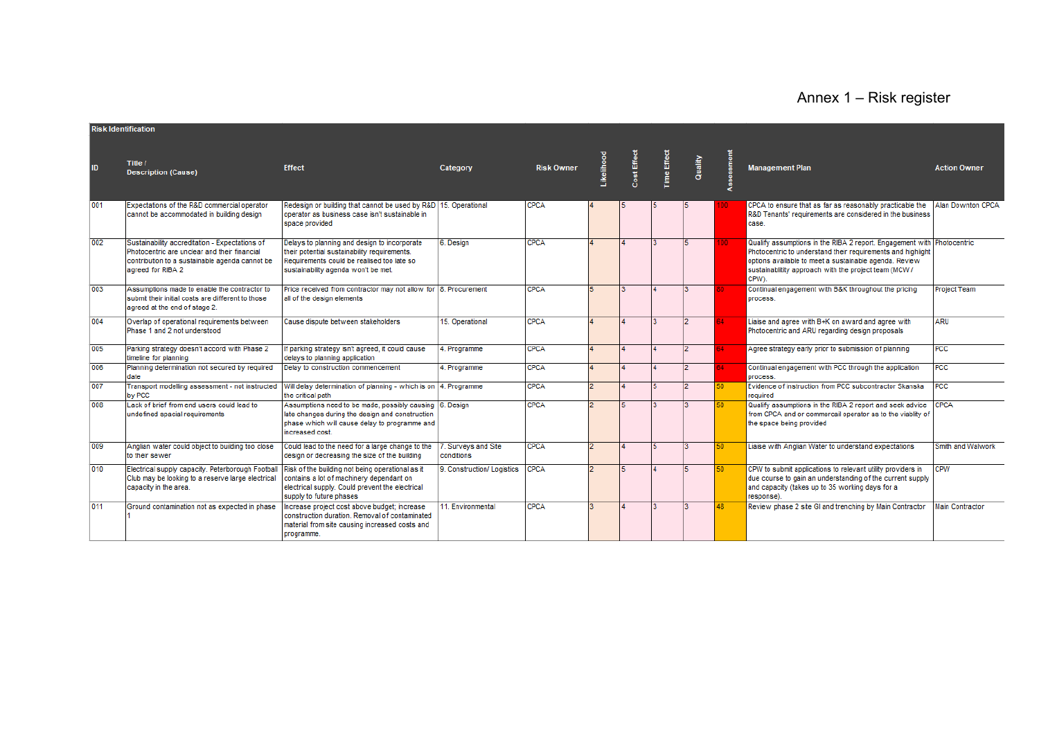# Annex 1 – Risk register

| Risk Identification | | | | | | | | | | | |
|---|---|---|---|---|---|---|---|---|---|---|---|
| ID | Title / Description (Cause) | Effect | Category | Risk Owner | Likelihood | Cost Effect | Time Effect | Quality | Assessment | Management Plan | Action Owner |
| 001 | Expectations of the R&D commercial operator cannot be accommodated in building design | Redesign or building that cannot be used by R&D operator as business case isn't sustainable in space provided | 15. Operational | CPCA | 4 | 5 | 5 | 5 | 100 | CPCA to ensure that as far as reasonably practicable the R&D Tenants' requirements are considered in the business case. | Alan Downton CPCA |
| 002 | Sustainability accreditation - Expectations of Photocentric are unclear and their financial contribution to a sustainable agenda cannot be agreed for RIBA 2 | Delays to planning and design to incorporate their potential sustainability requirements. Requirements could be realised too late so sustainability agenda won't be met. | 6. Design | CPCA | 4 | 4 | 3 | 5 | 100 | Qualify assumptions in the RIBA 2 report. Engagement with Photocentric to understand their requirements and highlight options available to meet a sustainable agenda. Review sustainability approach with the project team (MCW / CPW). | Photocentric |
| 003 | Assumptions made to enable the contractor to submit their initial costs are different to those agreed at the end of stage 2. | Price received from contractor may not allow for all of the design elements | 8. Procurement | CPCA | 5 | 3 | 4 | 3 | 80 | Continual engagement with B&K throughout the pricing process. | Project Team |
| 004 | Overlap of operational requirements between Phase 1 and 2 not understood | Cause dispute between stakeholders | 15. Operational | CPCA | 4 | 4 | 3 | 2 | 64 | Liaise and agree with B+K on award and agree with Photocentric and ARU regarding design proposals | ARU |
| 005 | Parking strategy doesn't accord with Phase 2 timeline for planning | If parking strategy isn't agreed, it could cause delays to planning application | 4. Programme | CPCA | 4 | 4 | 4 | 2 | 64 | Agree strategy early prior to submission of planning | PCC |
| 006 | Planning determination not secured by required date | Delay to construction commencement | 4. Programme | CPCA | 4 | 4 | 4 | 2 | 64 | Continual engagement with PCC through the application process. | PCC |
| 007 | Transport modelling assessment - not instructed by PCC | Will delay determination of planning - which is on the critical path | 4. Programme | CPCA | 2 | 4 | 5 | 2 | 50 | Evidence of instruction from PCC subcontractor Skanska required | PCC |
| 008 | Lack of brief from end users could lead to undefined spacial requirements | Assumptions need to be made, possibly causing late changes during the design and construction phase which will cause delay to programme and increased cost. | 6. Design | CPCA | 2 | 5 | 3 | 3 | 50 | Qualify assumptions in the RIBA 2 report and seek advice from CPCA and or commercail operator as to the viablity of the space being provided | CPCA |
| 009 | Anglian water could object to building too close to their sewer | Could lead to the need for a large change to the design or decreasing the size of the building | 7. Surveys and Site conditions | CPCA | 2 | 4 | 5 | 3 | 50 | Liaise with Anglian Water to understand expectations | Smith and Walwork |
| 010 | Electrical supply capacity. Peterborough Football Club may be looking to a reserve large electrical capacity in the area. | Risk of the building not being operational as it contains a lot of machinery dependant on electrical supply. Could prevent the electrical supply to future phases | 9. Construction/ Logistics | CPCA | 2 | 5 | 4 | 5 | 50 | CPW to submit applications to relevant utility providers in due course to gain an understanding of the current supply and capacity (takes up to 35 working days for a response). | CPW |
| 011 | Ground contamination not as expected in phase 1 | Increase project cost above budget; increase construction duration. Removal of contaminated material from site causing increased costs and programme. | 11. Environmental | CPCA | 3 | 4 | 3 | 3 | 48 | Review phase 2 site GI and trenching by Main Contractor | Main Contractor |